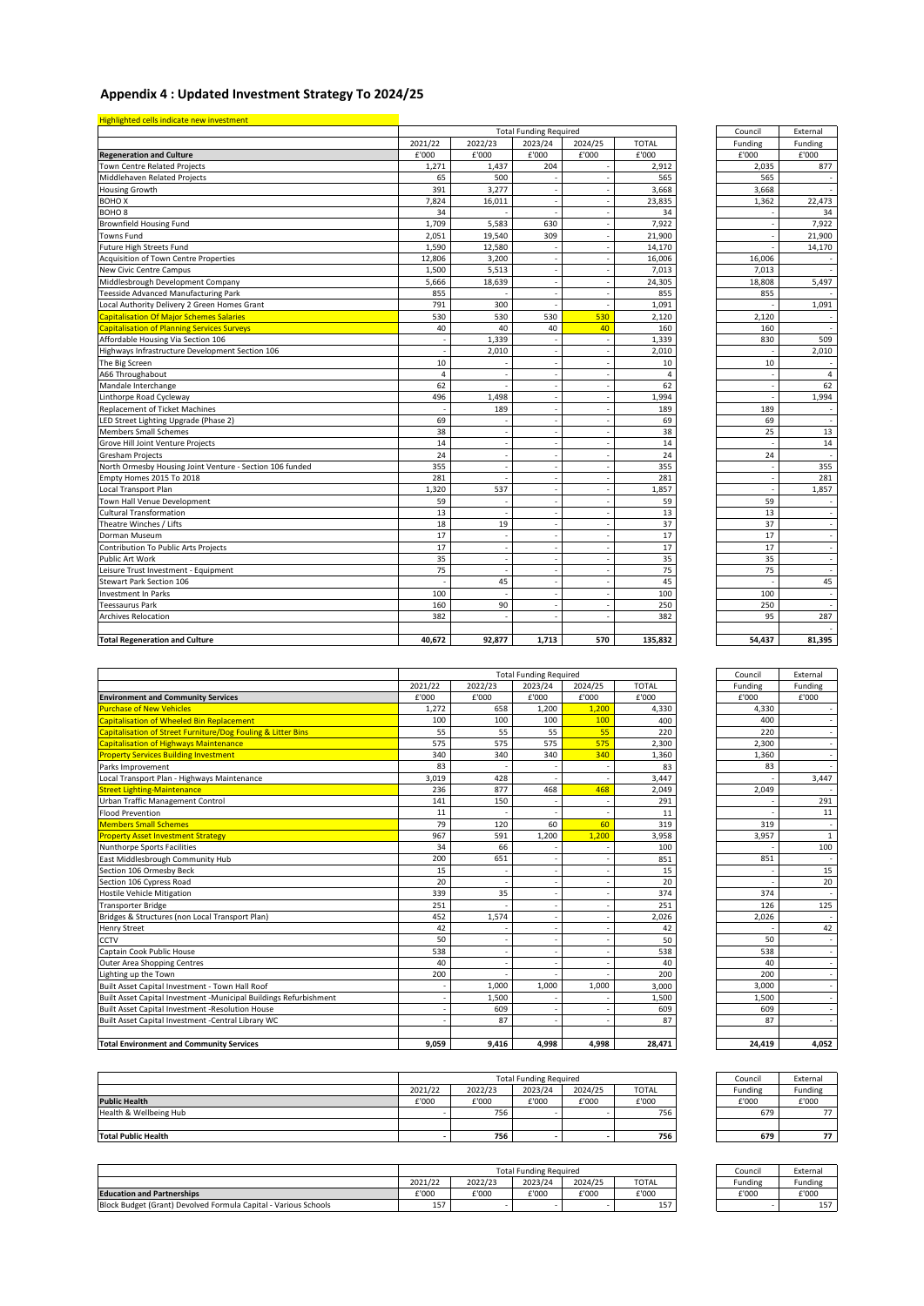# Appendix 4 : Updated Investment Strategy To 2024/25

Highlighted cells indicate new investment

| | Total Funding Required | | | | | Council | External |
|---|---|---|---|---|---|---|---|
| | 2021/22 | 2022/23 | 2023/24 | 2024/25 | TOTAL | Funding | Funding |
| **Regeneration and Culture** | £'000 | £'000 | £'000 | £'000 | £'000 | £'000 | £'000 |
| Town Centre Related Projects | 1,271 | 1,437 | 204 | - | 2,912 | 2,035 | 877 |
| Middlehaven Related Projects | 65 | 500 | - | - | 565 | 565 | - |
| Housing Growth | 391 | 3,277 | - | - | 3,668 | 3,668 | - |
| BOHO X | 7,824 | 16,011 | - | - | 23,835 | 1,362 | 22,473 |
| BOHO 8 | 34 | - | - | - | 34 | - | 34 |
| Brownfield Housing Fund | 1,709 | 5,583 | 630 | - | 7,922 | - | 7,922 |
| Towns Fund | 2,051 | 19,540 | 309 | - | 21,900 | - | 21,900 |
| Future High Streets Fund | 1,590 | 12,580 | - | - | 14,170 | - | 14,170 |
| Acquisition of Town Centre Properties | 12,806 | 3,200 | - | - | 16,006 | 16,006 | - |
| New Civic Centre Campus | 1,500 | 5,513 | - | - | 7,013 | 7,013 | - |
| Middlesbrough Development Company | 5,666 | 18,639 | - | - | 24,305 | 18,808 | 5,497 |
| Teesside Advanced Manufacturing Park | 855 | - | - | - | 855 | 855 | - |
| Local Authority Delivery 2 Green Homes Grant | 791 | 300 | - | - | 1,091 | - | 1,091 |
| Capitalisation Of Major Schemes Salaries | 530 | 530 | 530 | 530 | 2,120 | 2,120 | - |
| Capitalisation of Planning Services Surveys | 40 | 40 | 40 | 40 | 160 | 160 | - |
| Affordable Housing Via Section 106 | - | 1,339 | - | - | 1,339 | 830 | 509 |
| Highways Infrastructure Development Section 106 | - | 2,010 | - | - | 2,010 | - | 2,010 |
| The Big Screen | 10 | - | - | - | 10 | 10 | - |
| A66 Throughabout | 4 | - | - | - | 4 | - | 4 |
| Mandale Interchange | 62 | - | - | - | 62 | - | 62 |
| Linthorpe Road Cycleway | 496 | 1,498 | - | - | 1,994 | - | 1,994 |
| Replacement of Ticket Machines | - | 189 | - | - | 189 | 189 | - |
| LED Street Lighting Upgrade (Phase 2) | 69 | - | - | - | 69 | 69 | - |
| Members Small Schemes | 38 | - | - | - | 38 | 25 | 13 |
| Grove Hill Joint Venture Projects | 14 | - | - | - | 14 | - | 14 |
| Gresham Projects | 24 | - | - | - | 24 | 24 | - |
| North Ormesby Housing Joint Venture - Section 106 funded | 355 | - | - | - | 355 | - | 355 |
| Empty Homes 2015 To 2018 | 281 | - | - | - | 281 | - | 281 |
| Local Transport Plan | 1,320 | 537 | - | - | 1,857 | - | 1,857 |
| Town Hall Venue Development | 59 | - | - | - | 59 | 59 | - |
| Cultural Transformation | 13 | - | - | - | 13 | 13 | - |
| Theatre Winches / Lifts | 18 | 19 | - | - | 37 | 37 | - |
| Dorman Museum | 17 | - | - | - | 17 | 17 | - |
| Contribution To Public Arts Projects | 17 | - | - | - | 17 | 17 | - |
| Public Art Work | 35 | - | - | - | 35 | 35 | - |
| Leisure Trust Investment - Equipment | 75 | - | - | - | 75 | 75 | - |
| Stewart Park Section 106 | - | 45 | - | - | 45 | - | 45 |
| Investment In Parks | 100 | - | - | - | 100 | 100 | - |
| Teessaurus Park | 160 | 90 | - | - | 250 | 250 | - |
| Archives Relocation | 382 | - | - | - | 382 | 95 | 287 |
| | | | | | | | - |
| **Total Regeneration and Culture** | **40,672** | **92,877** | **1,713** | **570** | **135,832** | **54,437** | **81,395** |

| | Total Funding Required | | | | | Council | External |
|---|---|---|---|---|---|---|---|
| | 2021/22 | 2022/23 | 2023/24 | 2024/25 | TOTAL | Funding | Funding |
| **Environment and Community Services** | £'000 | £'000 | £'000 | £'000 | £'000 | £'000 | £'000 |
| Purchase of New Vehicles | 1,272 | 658 | 1,200 | 1,200 | 4,330 | 4,330 | - |
| Capitalisation of Wheeled Bin Replacement | 100 | 100 | 100 | 100 | 400 | 400 | - |
| Capitalisation of Street Furniture/Dog Fouling & Litter Bins | 55 | 55 | 55 | 55 | 220 | 220 | - |
| Capitalisation of Highways Maintenance | 575 | 575 | 575 | 575 | 2,300 | 2,300 | - |
| Property Services Building Investment | 340 | 340 | 340 | 340 | 1,360 | 1,360 | - |
| Parks Improvement | 83 | - | - | - | 83 | 83 | - |
| Local Transport Plan - Highways Maintenance | 3,019 | 428 | - | - | 3,447 | - | 3,447 |
| Street Lighting-Maintenance | 236 | 877 | 468 | 468 | 2,049 | 2,049 | - |
| Urban Traffic Management Control | 141 | 150 | - | - | 291 | - | 291 |
| Flood Prevention | 11 | - | - | - | 11 | - | 11 |
| Members Small Schemes | 79 | 120 | 60 | 60 | 319 | 319 | - |
| Property Asset Investment Strategy | 967 | 591 | 1,200 | 1,200 | 3,958 | 3,957 | 1 |
| Nunthorpe Sports Facilities | 34 | 66 | - | - | 100 | - | 100 |
| East Middlesbrough Community Hub | 200 | 651 | - | - | 851 | 851 | - |
| Section 106 Ormesby Beck | 15 | - | - | - | 15 | - | 15 |
| Section 106 Cypress Road | 20 | - | - | - | 20 | - | 20 |
| Hostile Vehicle Mitigation | 339 | 35 | - | - | 374 | 374 | - |
| Transporter Bridge | 251 | - | - | - | 251 | 126 | 125 |
| Bridges & Structures (non Local Transport Plan) | 452 | 1,574 | - | - | 2,026 | 2,026 | - |
| Henry Street | 42 | - | - | - | 42 | - | 42 |
| CCTV | 50 | - | - | - | 50 | 50 | - |
| Captain Cook Public House | 538 | - | - | - | 538 | 538 | - |
| Outer Area Shopping Centres | 40 | - | - | - | 40 | 40 | - |
| Lighting up the Town | 200 | - | - | - | 200 | 200 | - |
| Built Asset Capital Investment - Town Hall Roof | - | 1,000 | 1,000 | 1,000 | 3,000 | 3,000 | - |
| Built Asset Capital Investment -Municipal Buildings Refurbishment | - | 1,500 | - | - | 1,500 | 1,500 | - |
| Built Asset Capital Investment -Resolution House | - | 609 | - | - | 609 | 609 | - |
| Built Asset Capital Investment -Central Library WC | - | 87 | - | - | 87 | 87 | - |
| | | | | | | | |
| **Total Environment and Community Services** | **9,059** | **9,416** | **4,998** | **4,998** | **28,471** | **24,419** | **4,052** |

| | Total Funding Required | | | | | Council | External |
|---|---|---|---|---|---|---|---|
| | 2021/22 | 2022/23 | 2023/24 | 2024/25 | TOTAL | Funding | Funding |
| **Public Health** | £'000 | £'000 | £'000 | £'000 | £'000 | £'000 | £'000 |
| Health & Wellbeing Hub | - | 756 | - | - | 756 | 679 | 77 |
| | | | | | | | |
| **Total Public Health** | **-** | **756** | **-** | **-** | **756** | **679** | **77** |

| | Total Funding Required | | | | | Council | External |
|---|---|---|---|---|---|---|---|
| | 2021/22 | 2022/23 | 2023/24 | 2024/25 | TOTAL | Funding | Funding |
| **Education and Partnerships** | £'000 | £'000 | £'000 | £'000 | £'000 | £'000 | £'000 |
| Block Budget (Grant) Devolved Formula Capital - Various Schools | 157 | - | - | - | 157 | - | 157 |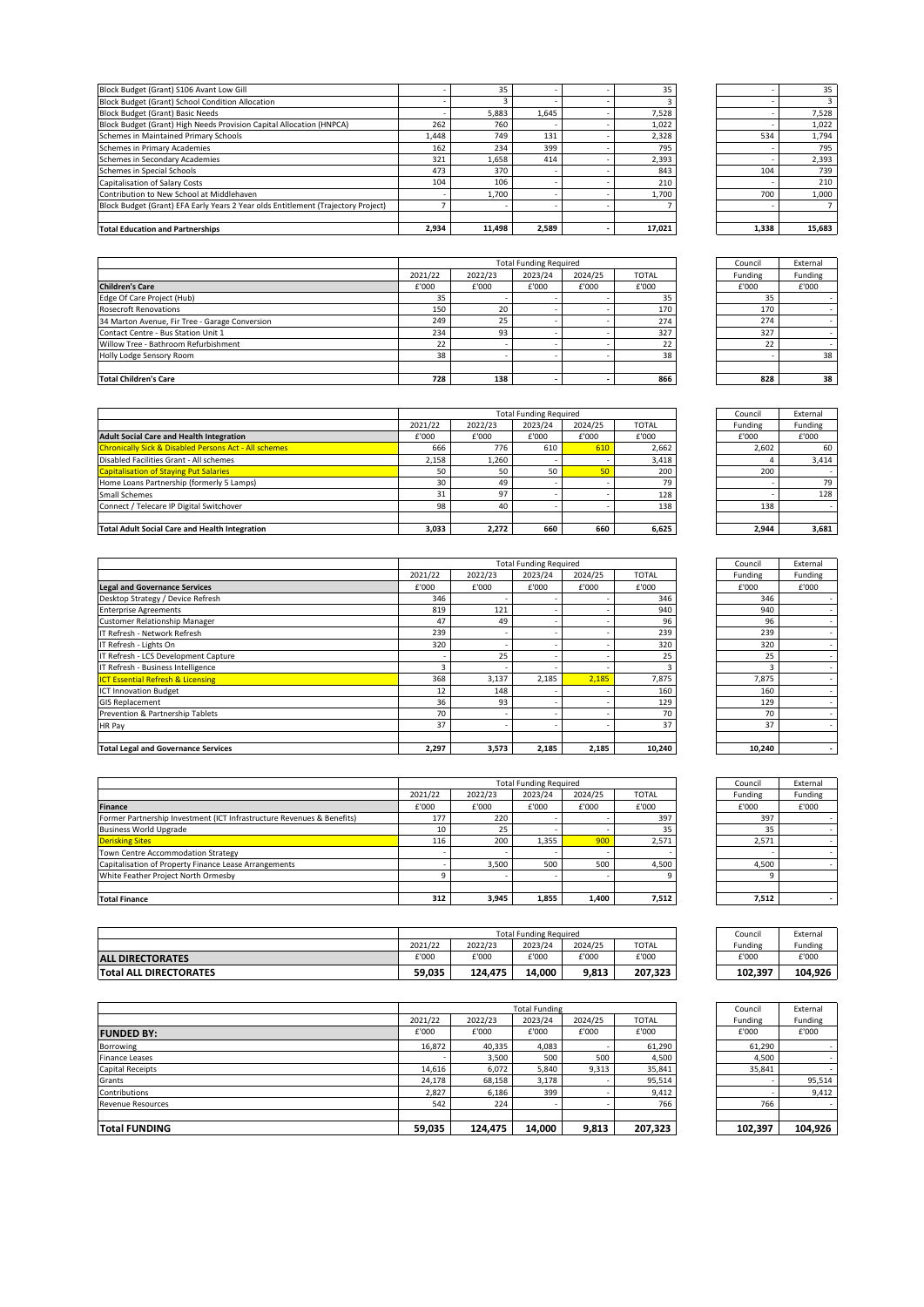| | | | | | | | |
|---|---|---|---|---|---|---|---|
| Block Budget (Grant) S106 Avant Low Gill | - | 35 | - | - | 35 | - | 35 |
| Block Budget (Grant) School Condition Allocation | - | 3 | - | - | 3 | - | 3 |
| Block Budget (Grant) Basic Needs | - | 5,883 | 1,645 | - | 7,528 | - | 7,528 |
| Block Budget (Grant) High Needs Provision Capital Allocation (HNPCA) | 262 | 760 | - | - | 1,022 | - | 1,022 |
| Schemes in Maintained Primary Schools | 1,448 | 749 | 131 | - | 2,328 | 534 | 1,794 |
| Schemes in Primary Academies | 162 | 234 | 399 | - | 795 | - | 795 |
| Schemes in Secondary Academies | 321 | 1,658 | 414 | - | 2,393 | - | 2,393 |
| Schemes in Special Schools | 473 | 370 | - | - | 843 | 104 | 739 |
| Capitalisation of Salary Costs | 104 | 106 | - | - | 210 | - | 210 |
| Contribution to New School at Middlehaven | - | 1,700 | - | - | 1,700 | 700 | 1,000 |
| Block Budget (Grant) EFA Early Years 2 Year olds Entitlement (Trajectory Project) | 7 | - | - | - | 7 | - | 7 |
| **Total Education and Partnerships** | **2,934** | **11,498** | **2,589** | **-** | **17,021** | **1,338** | **15,683** |

| | Total Funding Required | | | | | Council | External |
|---|---|---|---|---|---|---|---|
| | 2021/22 | 2022/23 | 2023/24 | 2024/25 | TOTAL | Funding | Funding |
| **Children's Care** | £'000 | £'000 | £'000 | £'000 | £'000 | £'000 | £'000 |
| Edge Of Care Project (Hub) | 35 | - | - | - | 35 | 35 | - |
| Rosecroft Renovations | 150 | 20 | - | - | 170 | 170 | - |
| 34 Marton Avenue, Fir Tree - Garage Conversion | 249 | 25 | - | - | 274 | 274 | - |
| Contact Centre - Bus Station Unit 1 | 234 | 93 | - | - | 327 | 327 | - |
| Willow Tree - Bathroom Refurbishment | 22 | - | - | - | 22 | 22 | - |
| Holly Lodge Sensory Room | 38 | - | - | - | 38 | - | 38 |
| **Total Children's Care** | **728** | **138** | **-** | **-** | **866** | **828** | **38** |

| | Total Funding Required | | | | | Council | External |
|---|---|---|---|---|---|---|---|
| | 2021/22 | 2022/23 | 2023/24 | 2024/25 | TOTAL | Funding | Funding |
| **Adult Social Care and Health Integration** | £'000 | £'000 | £'000 | £'000 | £'000 | £'000 | £'000 |
| Chronically Sick & Disabled Persons Act - All schemes | 666 | 776 | 610 | 610 | 2,662 | 2,602 | 60 |
| Disabled Facilities Grant - All schemes | 2,158 | 1,260 | - | - | 3,418 | 4 | 3,414 |
| Capitalisation of Staying Put Salaries | 50 | 50 | 50 | 50 | 200 | 200 | - |
| Home Loans Partnership (formerly 5 Lamps) | 30 | 49 | - | - | 79 | - | 79 |
| Small Schemes | 31 | 97 | - | - | 128 | - | 128 |
| Connect / Telecare IP Digital Switchover | 98 | 40 | - | - | 138 | 138 | - |
| **Total Adult Social Care and Health Integration** | **3,033** | **2,272** | **660** | **660** | **6,625** | **2,944** | **3,681** |

| | Total Funding Required | | | | | Council | External |
|---|---|---|---|---|---|---|---|
| | 2021/22 | 2022/23 | 2023/24 | 2024/25 | TOTAL | Funding | Funding |
| **Legal and Governance Services** | £'000 | £'000 | £'000 | £'000 | £'000 | £'000 | £'000 |
| Desktop Strategy / Device Refresh | 346 | - | - | - | 346 | 346 | - |
| Enterprise Agreements | 819 | 121 | - | - | 940 | 940 | - |
| Customer Relationship Manager | 47 | 49 | - | - | 96 | 96 | - |
| IT Refresh - Network Refresh | 239 | - | - | - | 239 | 239 | - |
| IT Refresh - Lights On | 320 | - | - | - | 320 | 320 | - |
| IT Refresh - LCS Development Capture | - | 25 | - | - | 25 | 25 | - |
| IT Refresh - Business Intelligence | 3 | - | - | - | 3 | 3 | - |
| ICT Essential Refresh & Licensing | 368 | 3,137 | 2,185 | 2,185 | 7,875 | 7,875 | - |
| ICT Innovation Budget | 12 | 148 | - | - | 160 | 160 | - |
| GIS Replacement | 36 | 93 | - | - | 129 | 129 | - |
| Prevention & Partnership Tablets | 70 | - | - | - | 70 | 70 | - |
| HR Pay | 37 | - | - | - | 37 | 37 | - |
| **Total Legal and Governance Services** | **2,297** | **3,573** | **2,185** | **2,185** | **10,240** | **10,240** | **-** |

| | Total Funding Required | | | | | Council | External |
|---|---|---|---|---|---|---|---|
| | 2021/22 | 2022/23 | 2023/24 | 2024/25 | TOTAL | Funding | Funding |
| **Finance** | £'000 | £'000 | £'000 | £'000 | £'000 | £'000 | £'000 |
| Former Partnership Investment (ICT Infrastructure Revenues & Benefits) | 177 | 220 | - | - | 397 | 397 | - |
| Business World Upgrade | 10 | 25 | - | - | 35 | 35 | - |
| Derisking Sites | 116 | 200 | 1,355 | 900 | 2,571 | 2,571 | - |
| Town Centre Accommodation Strategy | - | - | - | - | - | - | - |
| Capitalisation of Property Finance Lease Arrangements | - | 3,500 | 500 | 500 | 4,500 | 4,500 | - |
| White Feather Project North Ormesby | 9 | - | - | - | 9 | 9 | |
| **Total Finance** | **312** | **3,945** | **1,855** | **1,400** | **7,512** | **7,512** | **-** |

| | Total Funding Required | | | | | Council | External |
|---|---|---|---|---|---|---|---|
| | 2021/22 | 2022/23 | 2023/24 | 2024/25 | TOTAL | Funding | Funding |
| **ALL DIRECTORATES** | £'000 | £'000 | £'000 | £'000 | £'000 | £'000 | £'000 |
| **Total ALL DIRECTORATES** | **59,035** | **124,475** | **14,000** | **9,813** | **207,323** | **102,397** | **104,926** |

| | Total Funding | | | | | Council | External |
|---|---|---|---|---|---|---|---|
| | 2021/22 | 2022/23 | 2023/24 | 2024/25 | TOTAL | Funding | Funding |
| **FUNDED BY:** | £'000 | £'000 | £'000 | £'000 | £'000 | £'000 | £'000 |
| Borrowing | 16,872 | 40,335 | 4,083 | - | 61,290 | 61,290 | - |
| Finance Leases | - | 3,500 | 500 | 500 | 4,500 | 4,500 | - |
| Capital Receipts | 14,616 | 6,072 | 5,840 | 9,313 | 35,841 | 35,841 | - |
| Grants | 24,178 | 68,158 | 3,178 | - | 95,514 | - | 95,514 |
| Contributions | 2,827 | 6,186 | 399 | - | 9,412 | - | 9,412 |
| Revenue Resources | 542 | 224 | - | - | 766 | 766 | - |
| **Total FUNDING** | **59,035** | **124,475** | **14,000** | **9,813** | **207,323** | **102,397** | **104,926** |